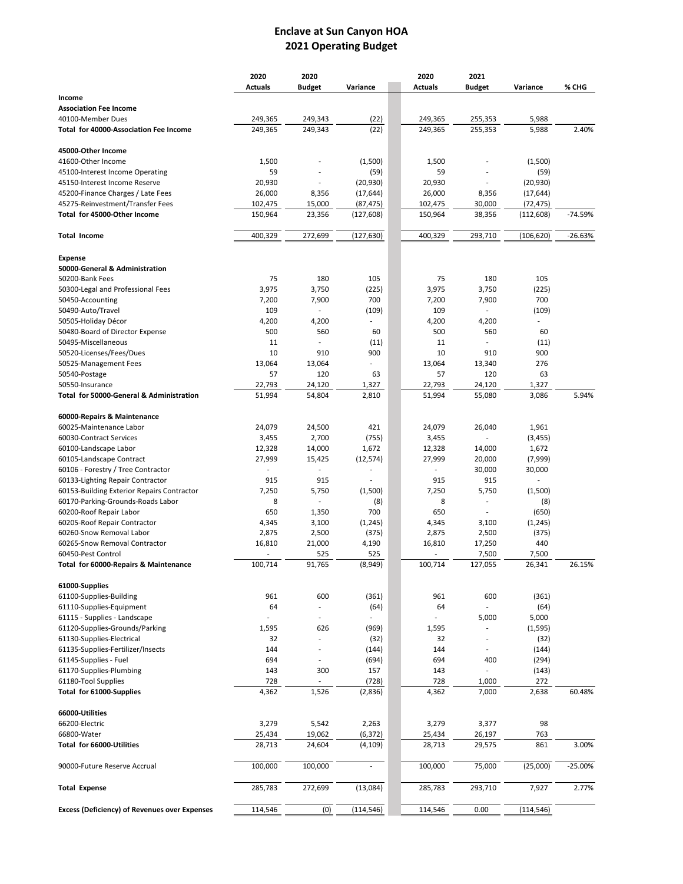# Enclave at Sun Canyon HOA
## 2021 Operating Budget

| | 2020 Actuals | 2020 Budget | Variance | 2020 Actuals | 2021 Budget | Variance | % CHG |
|---|---|---|---|---|---|---|---|
| **Income** | | | | | | | |
| **Association Fee Income** | | | | | | | |
| 40100-Member Dues | 249,365 | 249,343 | (22) | 249,365 | 255,353 | 5,988 | |
| **Total for 40000-Association Fee Income** | 249,365 | 249,343 | (22) | 249,365 | 255,353 | 5,988 | 2.40% |
| | | | | | | | |
| **45000-Other Income** | | | | | | | |
| 41600-Other Income | 1,500 | - | (1,500) | 1,500 | - | (1,500) | |
| 45100-Interest Income Operating | 59 | - | (59) | 59 | - | (59) | |
| 45150-Interest Income Reserve | 20,930 | - | (20,930) | 20,930 | - | (20,930) | |
| 45200-Finance Charges / Late Fees | 26,000 | 8,356 | (17,644) | 26,000 | 8,356 | (17,644) | |
| 45275-Reinvestment/Transfer Fees | 102,475 | 15,000 | (87,475) | 102,475 | 30,000 | (72,475) | |
| **Total for 45000-Other Income** | 150,964 | 23,356 | (127,608) | 150,964 | 38,356 | (112,608) | -74.59% |
| | | | | | | | |
| **Total Income** | 400,329 | 272,699 | (127,630) | 400,329 | 293,710 | (106,620) | -26.63% |
| | | | | | | | |
| **Expense** | | | | | | | |
| **50000-General & Administration** | | | | | | | |
| 50200-Bank Fees | 75 | 180 | 105 | 75 | 180 | 105 | |
| 50300-Legal and Professional Fees | 3,975 | 3,750 | (225) | 3,975 | 3,750 | (225) | |
| 50450-Accounting | 7,200 | 7,900 | 700 | 7,200 | 7,900 | 700 | |
| 50490-Auto/Travel | 109 | - | (109) | 109 | - | (109) | |
| 50505-Holiday Décor | 4,200 | 4,200 | - | 4,200 | 4,200 | - | |
| 50480-Board of Director Expense | 500 | 560 | 60 | 500 | 560 | 60 | |
| 50495-Miscellaneous | 11 | - | (11) | 11 | - | (11) | |
| 50520-Licenses/Fees/Dues | 10 | 910 | 900 | 10 | 910 | 900 | |
| 50525-Management Fees | 13,064 | 13,064 | - | 13,064 | 13,340 | 276 | |
| 50540-Postage | 57 | 120 | 63 | 57 | 120 | 63 | |
| 50550-Insurance | 22,793 | 24,120 | 1,327 | 22,793 | 24,120 | 1,327 | |
| **Total for 50000-General & Administration** | 51,994 | 54,804 | 2,810 | 51,994 | 55,080 | 3,086 | 5.94% |
| | | | | | | | |
| **60000-Repairs & Maintenance** | | | | | | | |
| 60025-Maintenance Labor | 24,079 | 24,500 | 421 | 24,079 | 26,040 | 1,961 | |
| 60030-Contract Services | 3,455 | 2,700 | (755) | 3,455 | - | (3,455) | |
| 60100-Landscape Labor | 12,328 | 14,000 | 1,672 | 12,328 | 14,000 | 1,672 | |
| 60105-Landscape Contract | 27,999 | 15,425 | (12,574) | 27,999 | 20,000 | (7,999) | |
| 60106 - Forestry / Tree Contractor | - | - | - | - | 30,000 | 30,000 | |
| 60133-Lighting Repair Contractor | 915 | 915 | - | 915 | 915 | - | |
| 60153-Building Exterior Repairs Contractor | 7,250 | 5,750 | (1,500) | 7,250 | 5,750 | (1,500) | |
| 60170-Parking-Grounds-Roads Labor | 8 | - | (8) | 8 | - | (8) | |
| 60200-Roof Repair Labor | 650 | 1,350 | 700 | 650 | - | (650) | |
| 60205-Roof Repair Contractor | 4,345 | 3,100 | (1,245) | 4,345 | 3,100 | (1,245) | |
| 60260-Snow Removal Labor | 2,875 | 2,500 | (375) | 2,875 | 2,500 | (375) | |
| 60265-Snow Removal Contractor | 16,810 | 21,000 | 4,190 | 16,810 | 17,250 | 440 | |
| 60450-Pest Control | - | 525 | 525 | - | 7,500 | 7,500 | |
| **Total for 60000-Repairs & Maintenance** | 100,714 | 91,765 | (8,949) | 100,714 | 127,055 | 26,341 | 26.15% |
| | | | | | | | |
| **61000-Supplies** | | | | | | | |
| 61100-Supplies-Building | 961 | 600 | (361) | 961 | 600 | (361) | |
| 61110-Supplies-Equipment | 64 | - | (64) | 64 | - | (64) | |
| 61115 - Supplies - Landscape | - | - | - | - | 5,000 | 5,000 | |
| 61120-Supplies-Grounds/Parking | 1,595 | 626 | (969) | 1,595 | - | (1,595) | |
| 61130-Supplies-Electrical | 32 | - | (32) | 32 | - | (32) | |
| 61135-Supplies-Fertilizer/Insects | 144 | - | (144) | 144 | - | (144) | |
| 61145-Supplies - Fuel | 694 | - | (694) | 694 | 400 | (294) | |
| 61170-Supplies-Plumbing | 143 | 300 | 157 | 143 | - | (143) | |
| 61180-Tool Supplies | 728 | - | (728) | 728 | 1,000 | 272 | |
| **Total for 61000-Supplies** | 4,362 | 1,526 | (2,836) | 4,362 | 7,000 | 2,638 | 60.48% |
| | | | | | | | |
| **66000-Utilities** | | | | | | | |
| 66200-Electric | 3,279 | 5,542 | 2,263 | 3,279 | 3,377 | 98 | |
| 66800-Water | 25,434 | 19,062 | (6,372) | 25,434 | 26,197 | 763 | |
| **Total for 66000-Utilities** | 28,713 | 24,604 | (4,109) | 28,713 | 29,575 | 861 | 3.00% |
| | | | | | | | |
| 90000-Future Reserve Accrual | 100,000 | 100,000 | - | 100,000 | 75,000 | (25,000) | -25.00% |
| | | | | | | | |
| **Total Expense** | 285,783 | 272,699 | (13,084) | 285,783 | 293,710 | 7,927 | 2.77% |
| | | | | | | | |
| **Excess (Deficiency) of Revenues over Expenses** | 114,546 | (0) | (114,546) | 114,546 | 0.00 | (114,546) | |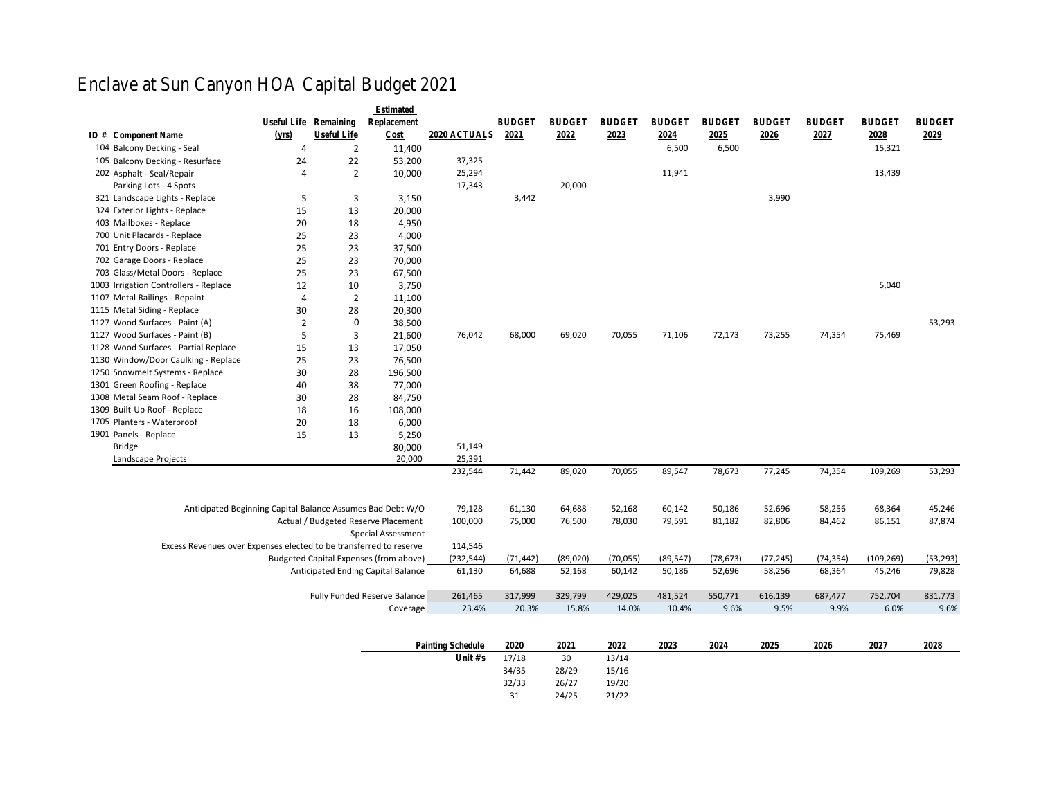# Enclave at Sun Canyon HOA Capital Budget 2021

| ID # | Component Name | Useful Life (yrs) | Remaining Useful Life | Estimated Replacement Cost | 2020 ACTUALS | BUDGET 2021 | BUDGET 2022 | BUDGET 2023 | BUDGET 2024 | BUDGET 2025 | BUDGET 2026 | BUDGET 2027 | BUDGET 2028 | BUDGET 2029 |
|---|---|---|---|---|---|---|---|---|---|---|---|---|---|---|
| 104 | Balcony Decking - Seal | 4 | 2 | 11,400 | | | | | 6,500 | 6,500 | | | 15,321 | |
| 105 | Balcony Decking - Resurface | 24 | 22 | 53,200 | 37,325 | | | | | | | | | |
| 202 | Asphalt - Seal/Repair | 4 | 2 | 10,000 | 25,294 | | | | 11,941 | | | | 13,439 | |
| | Parking Lots - 4 Spots | | | | 17,343 | | 20,000 | | | | | | | |
| 321 | Landscape Lights - Replace | 5 | 3 | 3,150 | | 3,442 | | | | | 3,990 | | | |
| 324 | Exterior Lights - Replace | 15 | 13 | 20,000 | | | | | | | | | | |
| 403 | Mailboxes - Replace | 20 | 18 | 4,950 | | | | | | | | | | |
| 700 | Unit Placards - Replace | 25 | 23 | 4,000 | | | | | | | | | | |
| 701 | Entry Doors - Replace | 25 | 23 | 37,500 | | | | | | | | | | |
| 702 | Garage Doors - Replace | 25 | 23 | 70,000 | | | | | | | | | | |
| 703 | Glass/Metal Doors - Replace | 25 | 23 | 67,500 | | | | | | | | | | |
| 1003 | Irrigation Controllers - Replace | 12 | 10 | 3,750 | | | | | | | | | 5,040 | |
| 1107 | Metal Railings - Repaint | 4 | 2 | 11,100 | | | | | | | | | | |
| 1115 | Metal Siding - Replace | 30 | 28 | 20,300 | | | | | | | | | | |
| 1127 | Wood Surfaces - Paint (A) | 2 | 0 | 38,500 | | | | | | | | | | 53,293 |
| 1127 | Wood Surfaces - Paint (B) | 5 | 3 | 21,600 | 76,042 | 68,000 | 69,020 | 70,055 | 71,106 | 72,173 | 73,255 | 74,354 | 75,469 | |
| 1128 | Wood Surfaces - Partial Replace | 15 | 13 | 17,050 | | | | | | | | | | |
| 1130 | Window/Door Caulking - Replace | 25 | 23 | 76,500 | | | | | | | | | | |
| 1250 | Snowmelt Systems - Replace | 30 | 28 | 196,500 | | | | | | | | | | |
| 1301 | Green Roofing - Replace | 40 | 38 | 77,000 | | | | | | | | | | |
| 1308 | Metal Seam Roof - Replace | 30 | 28 | 84,750 | | | | | | | | | | |
| 1309 | Built-Up Roof - Replace | 18 | 16 | 108,000 | | | | | | | | | | |
| 1705 | Planters - Waterproof | 20 | 18 | 6,000 | | | | | | | | | | |
| 1901 | Panels - Replace | 15 | 13 | 5,250 | | | | | | | | | | |
| | Bridge | | | 80,000 | 51,149 | | | | | | | | | |
| | Landscape Projects | | | 20,000 | 25,391 | | | | | | | | | |
| | | | | | 232,544 | 71,442 | 89,020 | 70,055 | 89,547 | 78,673 | 77,245 | 74,354 | 109,269 | 53,293 |

| | 2020 ACTUALS | BUDGET 2021 | BUDGET 2022 | BUDGET 2023 | BUDGET 2024 | BUDGET 2025 | BUDGET 2026 | BUDGET 2027 | BUDGET 2028 | BUDGET 2029 |
|---|---|---|---|---|---|---|---|---|---|---|
| Anticipated Beginning Capital Balance Assumes Bad Debt W/O | 79,128 | 61,130 | 64,688 | 52,168 | 60,142 | 50,186 | 52,696 | 58,256 | 68,364 | 45,246 |
| Actual / Budgeted Reserve Placement | 100,000 | 75,000 | 76,500 | 78,030 | 79,591 | 81,182 | 82,806 | 84,462 | 86,151 | 87,874 |
| Special Assessment | | | | | | | | | | |
| Excess Revenues over Expenses elected to be transferred to reserve | 114,546 | | | | | | | | | |
| Budgeted Capital Expenses (from above) | (232,544) | (71,442) | (89,020) | (70,055) | (89,547) | (78,673) | (77,245) | (74,354) | (109,269) | (53,293) |
| Anticipated Ending Capital Balance | 61,130 | 64,688 | 52,168 | 60,142 | 50,186 | 52,696 | 58,256 | 68,364 | 45,246 | 79,828 |
| Fully Funded Reserve Balance | 261,465 | 317,999 | 329,799 | 429,025 | 481,524 | 550,771 | 616,139 | 687,477 | 752,704 | 831,773 |
| Coverage | 23.4% | 20.3% | 15.8% | 14.0% | 10.4% | 9.6% | 9.5% | 9.9% | 6.0% | 9.6% |

| Painting Schedule | 2020 | 2021 | 2022 | 2023 | 2024 | 2025 | 2026 | 2027 | 2028 |
|---|---|---|---|---|---|---|---|---|---|
| Unit #'s | 17/18 | 30 | 13/14 | | | | | | |
| | 34/35 | 28/29 | 15/16 | | | | | | |
| | 32/33 | 26/27 | 19/20 | | | | | | |
| | 31 | 24/25 | 21/22 | | | | | | |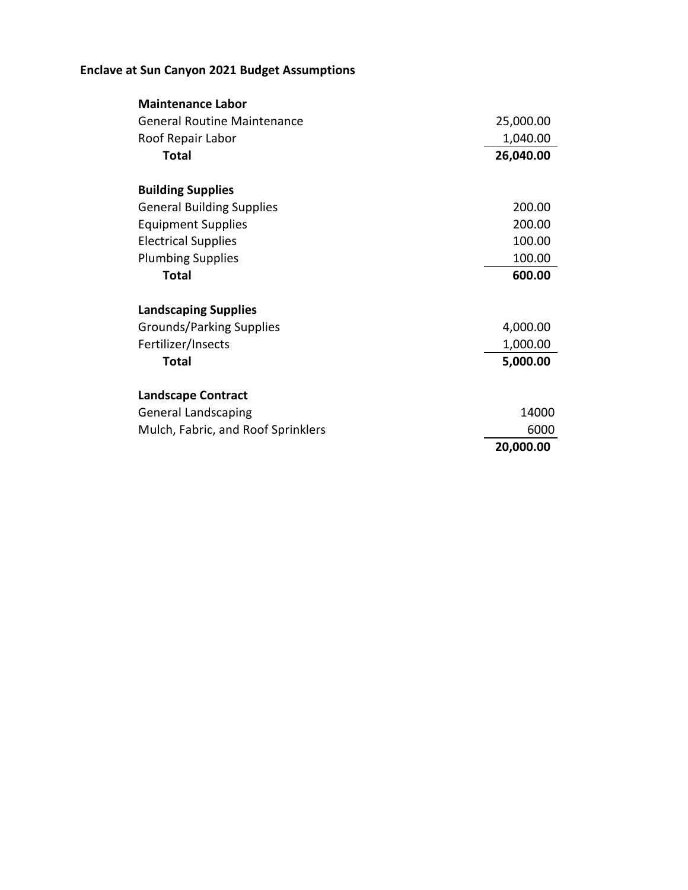# Enclave at Sun Canyon 2021 Budget Assumptions

| | |
|---|---|
| **Maintenance Labor** | |
| General Routine Maintenance | 25,000.00 |
| Roof Repair Labor | 1,040.00 |
| **Total** | **26,040.00** |
| | |
| **Building Supplies** | |
| General Building Supplies | 200.00 |
| Equipment Supplies | 200.00 |
| Electrical Supplies | 100.00 |
| Plumbing Supplies | 100.00 |
| **Total** | **600.00** |
| | |
| **Landscaping Supplies** | |
| Grounds/Parking Supplies | 4,000.00 |
| Fertilizer/Insects | 1,000.00 |
| **Total** | **5,000.00** |
| | |
| **Landscape Contract** | |
| General Landscaping | 14000 |
| Mulch, Fabric, and Roof Sprinklers | 6000 |
| | **20,000.00** |